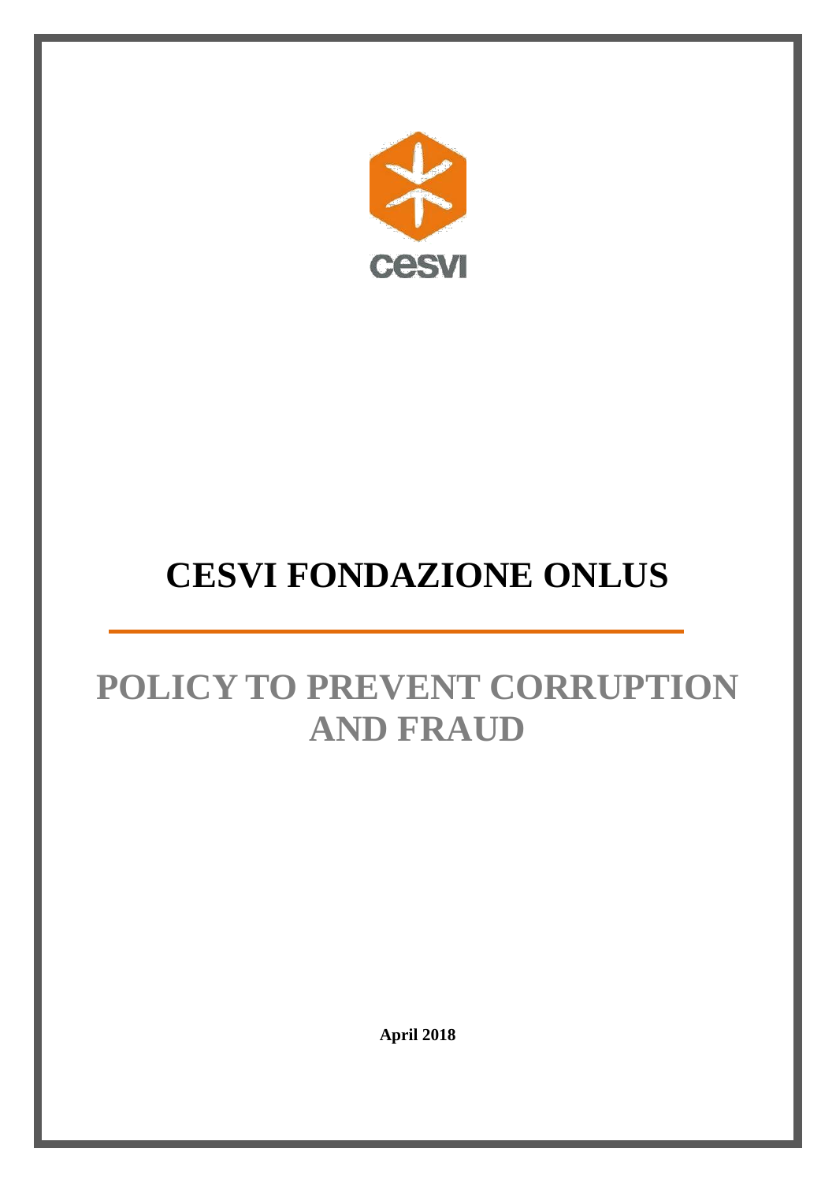cesvi

# CESVI FONDAZIONE ONLUS

## POLICY TO PREVENT CORRUPTION AND FRAUD

**April 2018**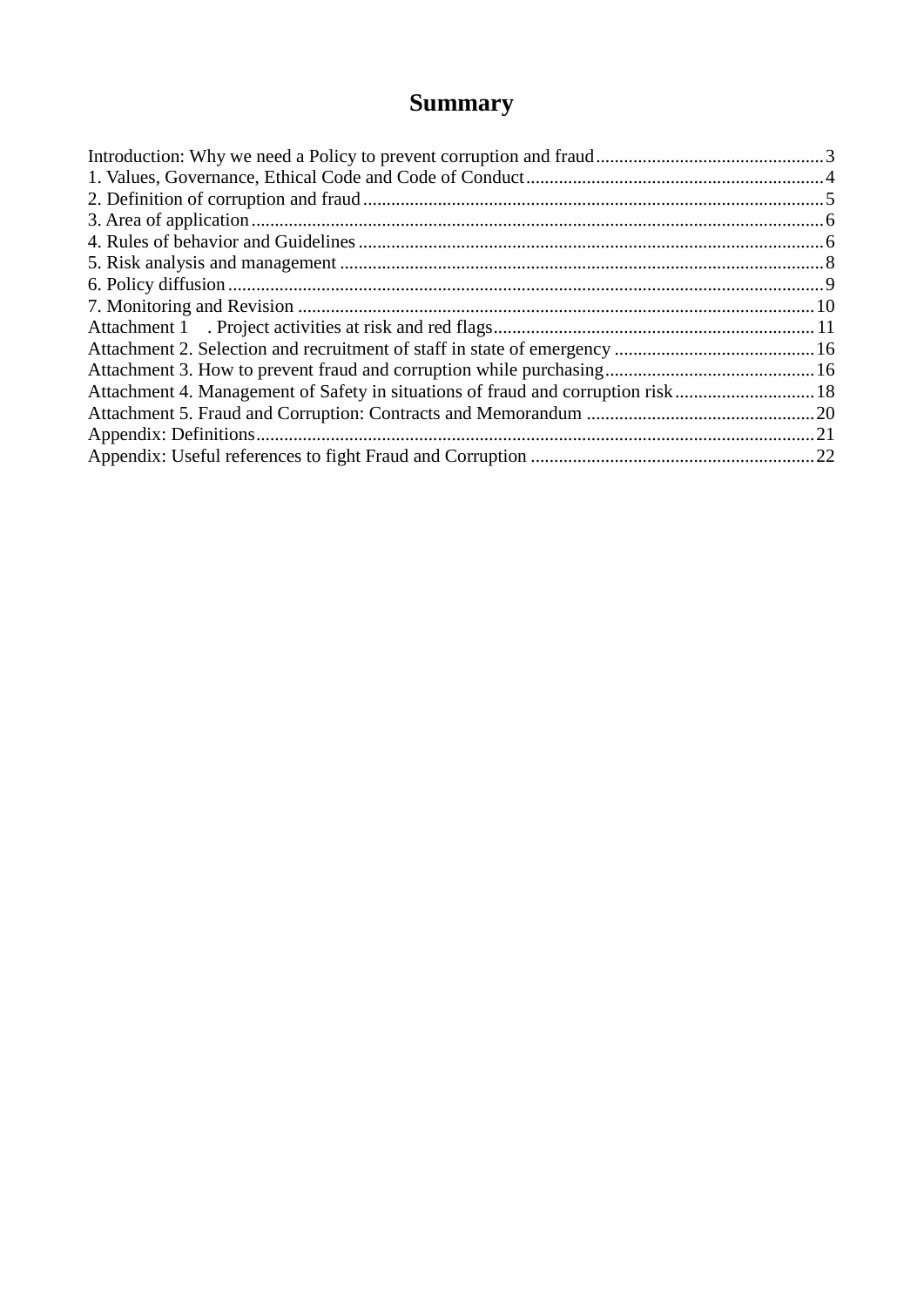# Summary

Introduction: Why we need a Policy to prevent corruption and fraud ... 3
1. Values, Governance, Ethical Code and Code of Conduct ... 4
2. Definition of corruption and fraud ... 5
3. Area of application ... 6
4. Rules of behavior and Guidelines ... 6
5. Risk analysis and management ... 8
6. Policy diffusion ... 9
7. Monitoring and Revision ... 10

Attachment 1 . Project activities at risk and red flags ... 11
Attachment 2. Selection and recruitment of staff in state of emergency ... 16
Attachment 3. How to prevent fraud and corruption while purchasing ... 16
Attachment 4. Management of Safety in situations of fraud and corruption risk ... 18
Attachment 5. Fraud and Corruption: Contracts and Memorandum ... 20
Appendix: Definitions ... 21
Appendix: Useful references to fight Fraud and Corruption ... 22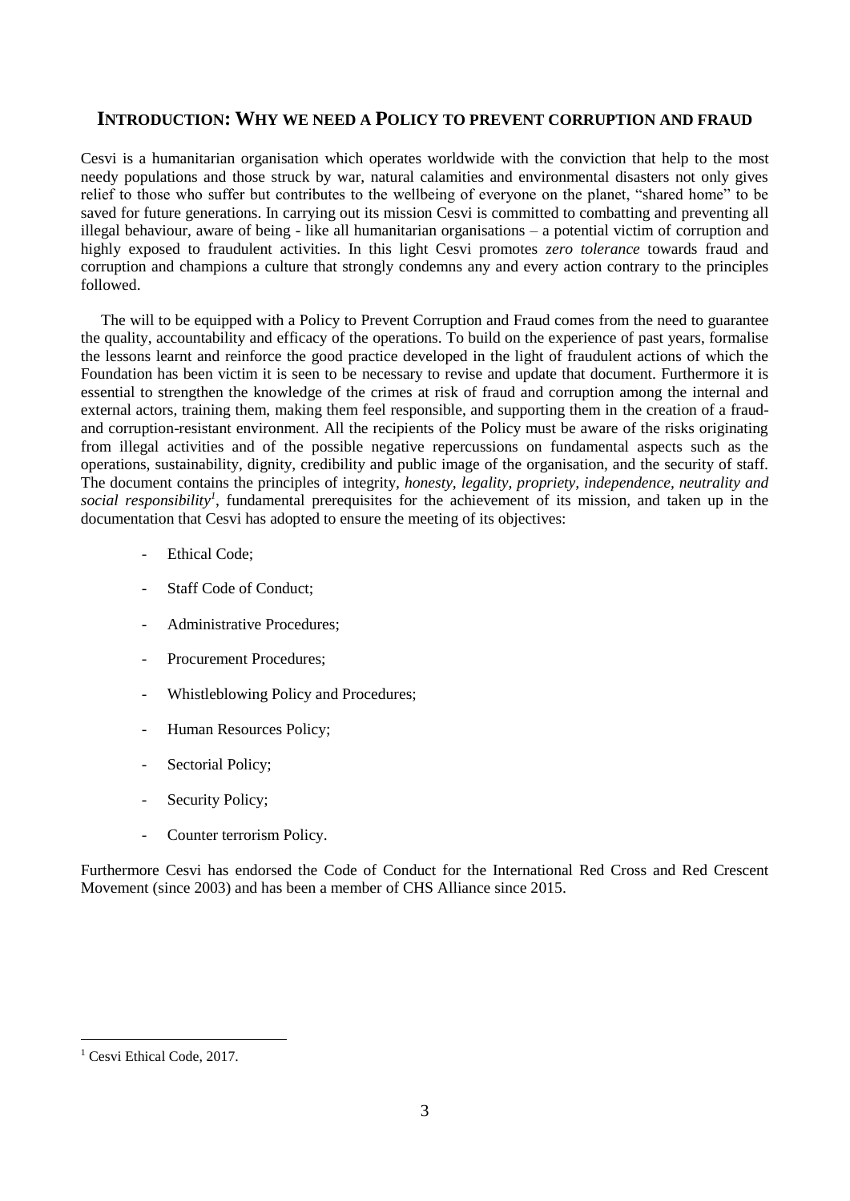## INTRODUCTION: WHY WE NEED A POLICY TO PREVENT CORRUPTION AND FRAUD

Cesvi is a humanitarian organisation which operates worldwide with the conviction that help to the most needy populations and those struck by war, natural calamities and environmental disasters not only gives relief to those who suffer but contributes to the wellbeing of everyone on the planet, "shared home" to be saved for future generations. In carrying out its mission Cesvi is committed to combatting and preventing all illegal behaviour, aware of being - like all humanitarian organisations – a potential victim of corruption and highly exposed to fraudulent activities. In this light Cesvi promotes *zero tolerance* towards fraud and corruption and champions a culture that strongly condemns any and every action contrary to the principles followed.

The will to be equipped with a Policy to Prevent Corruption and Fraud comes from the need to guarantee the quality, accountability and efficacy of the operations. To build on the experience of past years, formalise the lessons learnt and reinforce the good practice developed in the light of fraudulent actions of which the Foundation has been victim it is seen to be necessary to revise and update that document. Furthermore it is essential to strengthen the knowledge of the crimes at risk of fraud and corruption among the internal and external actors, training them, making them feel responsible, and supporting them in the creation of a fraud- and corruption-resistant environment. All the recipients of the Policy must be aware of the risks originating from illegal activities and of the possible negative repercussions on fundamental aspects such as the operations, sustainability, dignity, credibility and public image of the organisation, and the security of staff. The document contains the principles of integrity, *honesty, legality, propriety, independence, neutrality and social responsibility*[1], fundamental prerequisites for the achievement of its mission, and taken up in the documentation that Cesvi has adopted to ensure the meeting of its objectives:

- Ethical Code;
- Staff Code of Conduct;
- Administrative Procedures;
- Procurement Procedures;
- Whistleblowing Policy and Procedures;
- Human Resources Policy;
- Sectorial Policy;
- Security Policy;
- Counter terrorism Policy.

Furthermore Cesvi has endorsed the Code of Conduct for the International Red Cross and Red Crescent Movement (since 2003) and has been a member of CHS Alliance since 2015.

[1] Cesvi Ethical Code, 2017.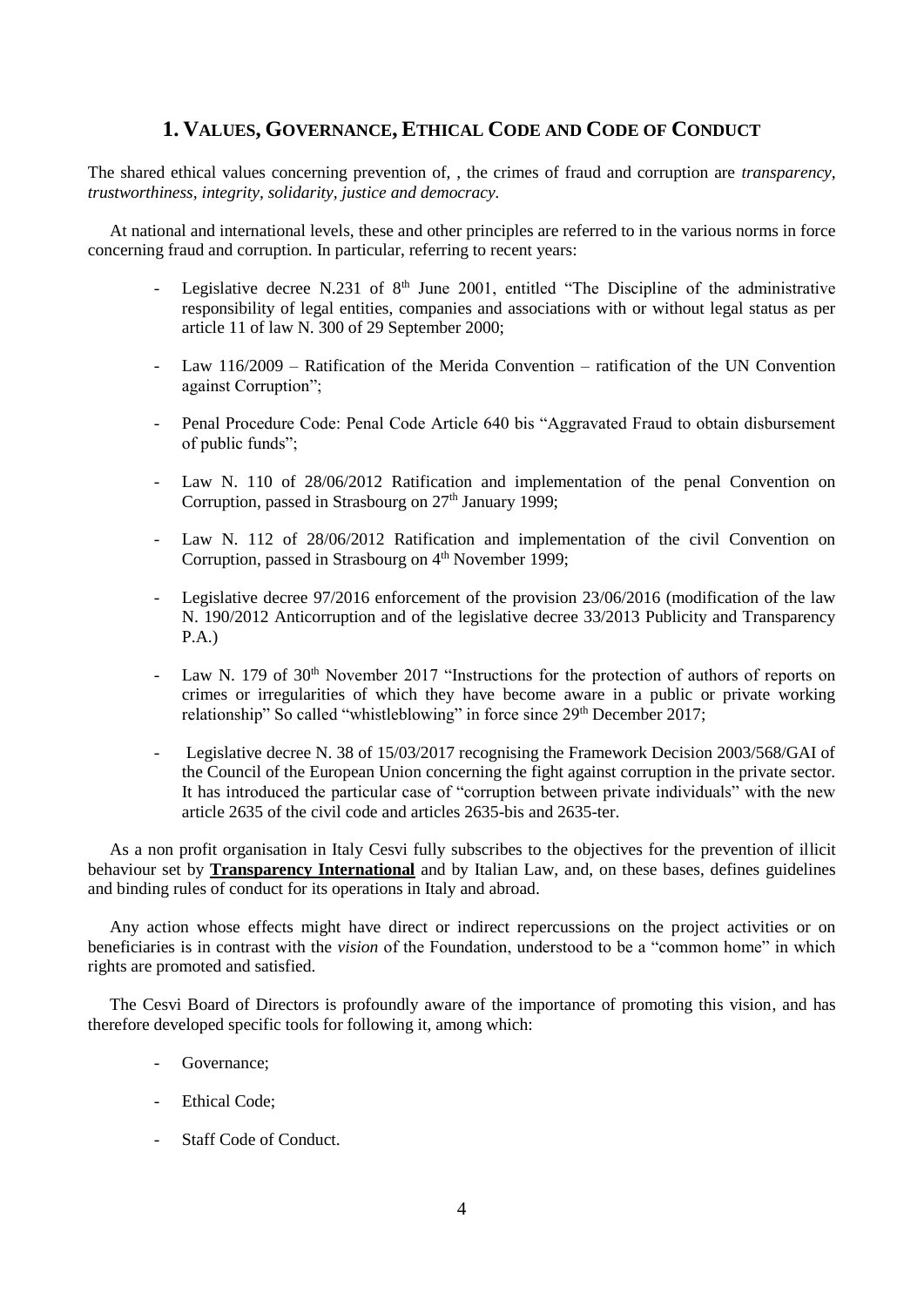# 1. Values, Governance, Ethical Code and Code of Conduct

The shared ethical values concerning prevention of, , the crimes of fraud and corruption are *transparency, trustworthiness, integrity, solidarity, justice and democracy.*

At national and international levels, these and other principles are referred to in the various norms in force concerning fraud and corruption. In particular, referring to recent years:

- Legislative decree N.231 of 8th June 2001, entitled "The Discipline of the administrative responsibility of legal entities, companies and associations with or without legal status as per article 11 of law N. 300 of 29 September 2000;
- Law 116/2009 – Ratification of the Merida Convention – ratification of the UN Convention against Corruption";
- Penal Procedure Code: Penal Code Article 640 bis "Aggravated Fraud to obtain disbursement of public funds";
- Law N. 110 of 28/06/2012 Ratification and implementation of the penal Convention on Corruption, passed in Strasbourg on 27th January 1999;
- Law N. 112 of 28/06/2012 Ratification and implementation of the civil Convention on Corruption, passed in Strasbourg on 4th November 1999;
- Legislative decree 97/2016 enforcement of the provision 23/06/2016 (modification of the law N. 190/2012 Anticorruption and of the legislative decree 33/2013 Publicity and Transparency P.A.)
- Law N. 179 of 30th November 2017 "Instructions for the protection of authors of reports on crimes or irregularities of which they have become aware in a public or private working relationship" So called "whistleblowing" in force since 29th December 2017;
- Legislative decree N. 38 of 15/03/2017 recognising the Framework Decision 2003/568/GAI of the Council of the European Union concerning the fight against corruption in the private sector. It has introduced the particular case of "corruption between private individuals" with the new article 2635 of the civil code and articles 2635-bis and 2635-ter.

As a non profit organisation in Italy Cesvi fully subscribes to the objectives for the prevention of illicit behaviour set by **Transparency International** and by Italian Law, and, on these bases, defines guidelines and binding rules of conduct for its operations in Italy and abroad.

Any action whose effects might have direct or indirect repercussions on the project activities or on beneficiaries is in contrast with the *vision* of the Foundation, understood to be a "common home" in which rights are promoted and satisfied.

The Cesvi Board of Directors is profoundly aware of the importance of promoting this vision, and has therefore developed specific tools for following it, among which:

- Governance;
- Ethical Code;
- Staff Code of Conduct.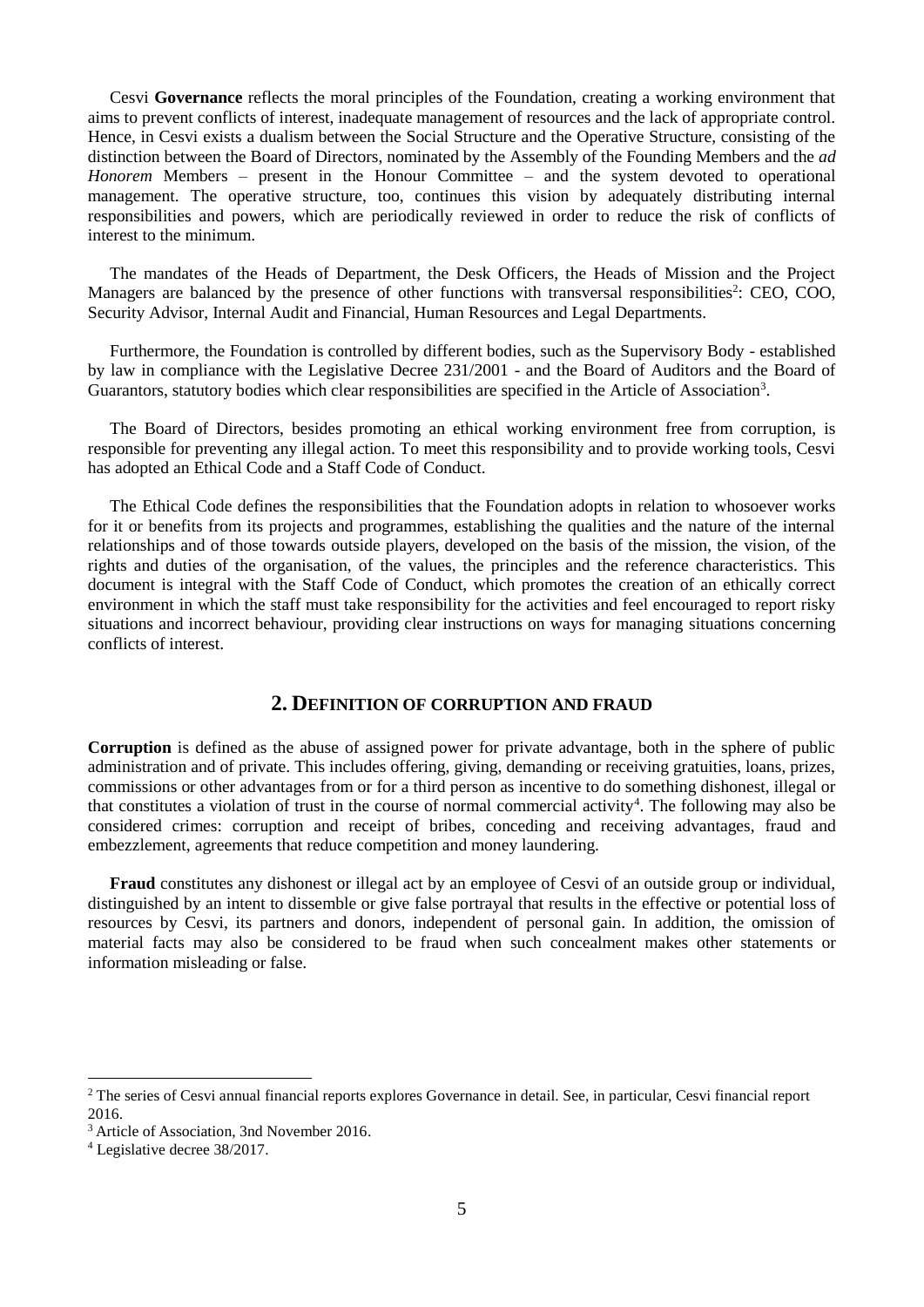Cesvi **Governance** reflects the moral principles of the Foundation, creating a working environment that aims to prevent conflicts of interest, inadequate management of resources and the lack of appropriate control. Hence, in Cesvi exists a dualism between the Social Structure and the Operative Structure, consisting of the distinction between the Board of Directors, nominated by the Assembly of the Founding Members and the *ad Honorem* Members – present in the Honour Committee – and the system devoted to operational management. The operative structure, too, continues this vision by adequately distributing internal responsibilities and powers, which are periodically reviewed in order to reduce the risk of conflicts of interest to the minimum.

The mandates of the Heads of Department, the Desk Officers, the Heads of Mission and the Project Managers are balanced by the presence of other functions with transversal responsibilities[2]: CEO, COO, Security Advisor, Internal Audit and Financial, Human Resources and Legal Departments.

Furthermore, the Foundation is controlled by different bodies, such as the Supervisory Body - established by law in compliance with the Legislative Decree 231/2001 - and the Board of Auditors and the Board of Guarantors, statutory bodies which clear responsibilities are specified in the Article of Association[3].

The Board of Directors, besides promoting an ethical working environment free from corruption, is responsible for preventing any illegal action. To meet this responsibility and to provide working tools, Cesvi has adopted an Ethical Code and a Staff Code of Conduct.

The Ethical Code defines the responsibilities that the Foundation adopts in relation to whosoever works for it or benefits from its projects and programmes, establishing the qualities and the nature of the internal relationships and of those towards outside players, developed on the basis of the mission, the vision, of the rights and duties of the organisation, of the values, the principles and the reference characteristics. This document is integral with the Staff Code of Conduct, which promotes the creation of an ethically correct environment in which the staff must take responsibility for the activities and feel encouraged to report risky situations and incorrect behaviour, providing clear instructions on ways for managing situations concerning conflicts of interest.

## 2. Definition of corruption and fraud

**Corruption** is defined as the abuse of assigned power for private advantage, both in the sphere of public administration and of private. This includes offering, giving, demanding or receiving gratuities, loans, prizes, commissions or other advantages from or for a third person as incentive to do something dishonest, illegal or that constitutes a violation of trust in the course of normal commercial activity[4]. The following may also be considered crimes: corruption and receipt of bribes, conceding and receiving advantages, fraud and embezzlement, agreements that reduce competition and money laundering.

**Fraud** constitutes any dishonest or illegal act by an employee of Cesvi of an outside group or individual, distinguished by an intent to dissemble or give false portrayal that results in the effective or potential loss of resources by Cesvi, its partners and donors, independent of personal gain. In addition, the omission of material facts may also be considered to be fraud when such concealment makes other statements or information misleading or false.

---

[2] The series of Cesvi annual financial reports explores Governance in detail. See, in particular, Cesvi financial report 2016.

[3] Article of Association, 3nd November 2016.

[4] Legislative decree 38/2017.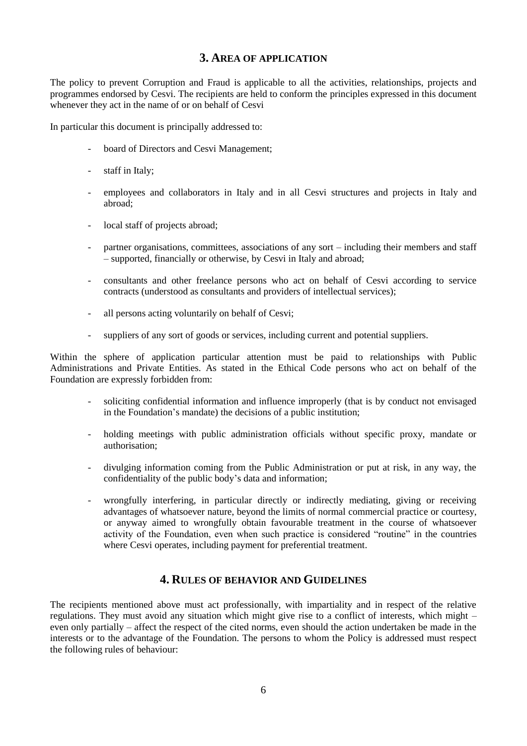## 3. AREA OF APPLICATION

The policy to prevent Corruption and Fraud is applicable to all the activities, relationships, projects and programmes endorsed by Cesvi. The recipients are held to conform the principles expressed in this document whenever they act in the name of or on behalf of Cesvi

In particular this document is principally addressed to:

- board of Directors and Cesvi Management;
- staff in Italy;
- employees and collaborators in Italy and in all Cesvi structures and projects in Italy and abroad;
- local staff of projects abroad;
- partner organisations, committees, associations of any sort – including their members and staff – supported, financially or otherwise, by Cesvi in Italy and abroad;
- consultants and other freelance persons who act on behalf of Cesvi according to service contracts (understood as consultants and providers of intellectual services);
- all persons acting voluntarily on behalf of Cesvi;
- suppliers of any sort of goods or services, including current and potential suppliers.

Within the sphere of application particular attention must be paid to relationships with Public Administrations and Private Entities. As stated in the Ethical Code persons who act on behalf of the Foundation are expressly forbidden from:

- soliciting confidential information and influence improperly (that is by conduct not envisaged in the Foundation's mandate) the decisions of a public institution;
- holding meetings with public administration officials without specific proxy, mandate or authorisation;
- divulging information coming from the Public Administration or put at risk, in any way, the confidentiality of the public body's data and information;
- wrongfully interfering, in particular directly or indirectly mediating, giving or receiving advantages of whatsoever nature, beyond the limits of normal commercial practice or courtesy, or anyway aimed to wrongfully obtain favourable treatment in the course of whatsoever activity of the Foundation, even when such practice is considered "routine" in the countries where Cesvi operates, including payment for preferential treatment.

## 4. RULES OF BEHAVIOR AND GUIDELINES

The recipients mentioned above must act professionally, with impartiality and in respect of the relative regulations. They must avoid any situation which might give rise to a conflict of interests, which might – even only partially – affect the respect of the cited norms, even should the action undertaken be made in the interests or to the advantage of the Foundation. The persons to whom the Policy is addressed must respect the following rules of behaviour: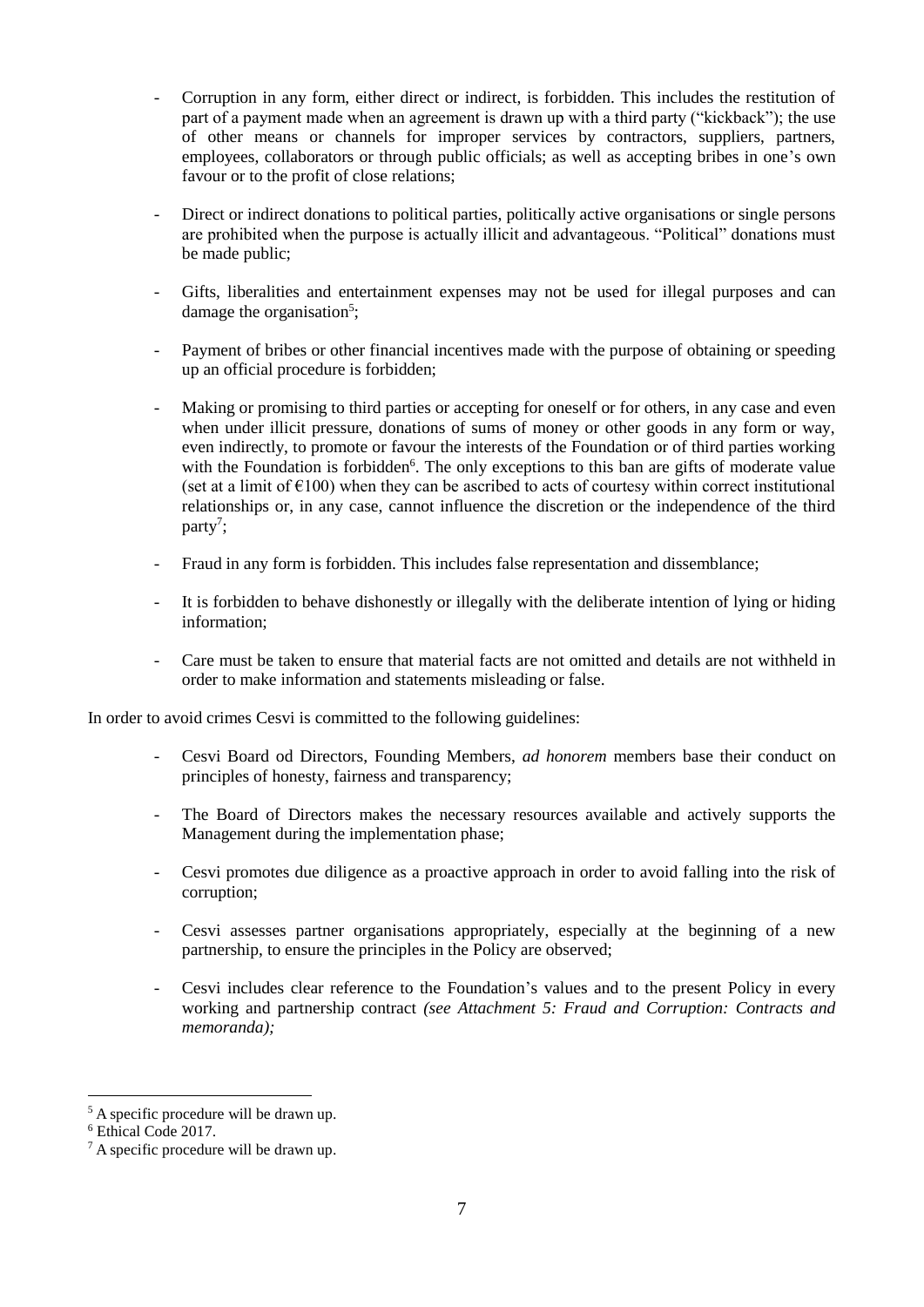- Corruption in any form, either direct or indirect, is forbidden. This includes the restitution of part of a payment made when an agreement is drawn up with a third party ("kickback"); the use of other means or channels for improper services by contractors, suppliers, partners, employees, collaborators or through public officials; as well as accepting bribes in one's own favour or to the profit of close relations;

- Direct or indirect donations to political parties, politically active organisations or single persons are prohibited when the purpose is actually illicit and advantageous. "Political" donations must be made public;

- Gifts, liberalities and entertainment expenses may not be used for illegal purposes and can damage the organisation[5];

- Payment of bribes or other financial incentives made with the purpose of obtaining or speeding up an official procedure is forbidden;

- Making or promising to third parties or accepting for oneself or for others, in any case and even when under illicit pressure, donations of sums of money or other goods in any form or way, even indirectly, to promote or favour the interests of the Foundation or of third parties working with the Foundation is forbidden[6]. The only exceptions to this ban are gifts of moderate value (set at a limit of €100) when they can be ascribed to acts of courtesy within correct institutional relationships or, in any case, cannot influence the discretion or the independence of the third party[7];

- Fraud in any form is forbidden. This includes false representation and dissemblance;

- It is forbidden to behave dishonestly or illegally with the deliberate intention of lying or hiding information;

- Care must be taken to ensure that material facts are not omitted and details are not withheld in order to make information and statements misleading or false.

In order to avoid crimes Cesvi is committed to the following guidelines:

- Cesvi Board od Directors, Founding Members, *ad honorem* members base their conduct on principles of honesty, fairness and transparency;

- The Board of Directors makes the necessary resources available and actively supports the Management during the implementation phase;

- Cesvi promotes due diligence as a proactive approach in order to avoid falling into the risk of corruption;

- Cesvi assesses partner organisations appropriately, especially at the beginning of a new partnership, to ensure the principles in the Policy are observed;

- Cesvi includes clear reference to the Foundation's values and to the present Policy in every working and partnership contract *(see Attachment 5: Fraud and Corruption: Contracts and memoranda);*

---

[5] A specific procedure will be drawn up.

[6] Ethical Code 2017.

[7] A specific procedure will be drawn up.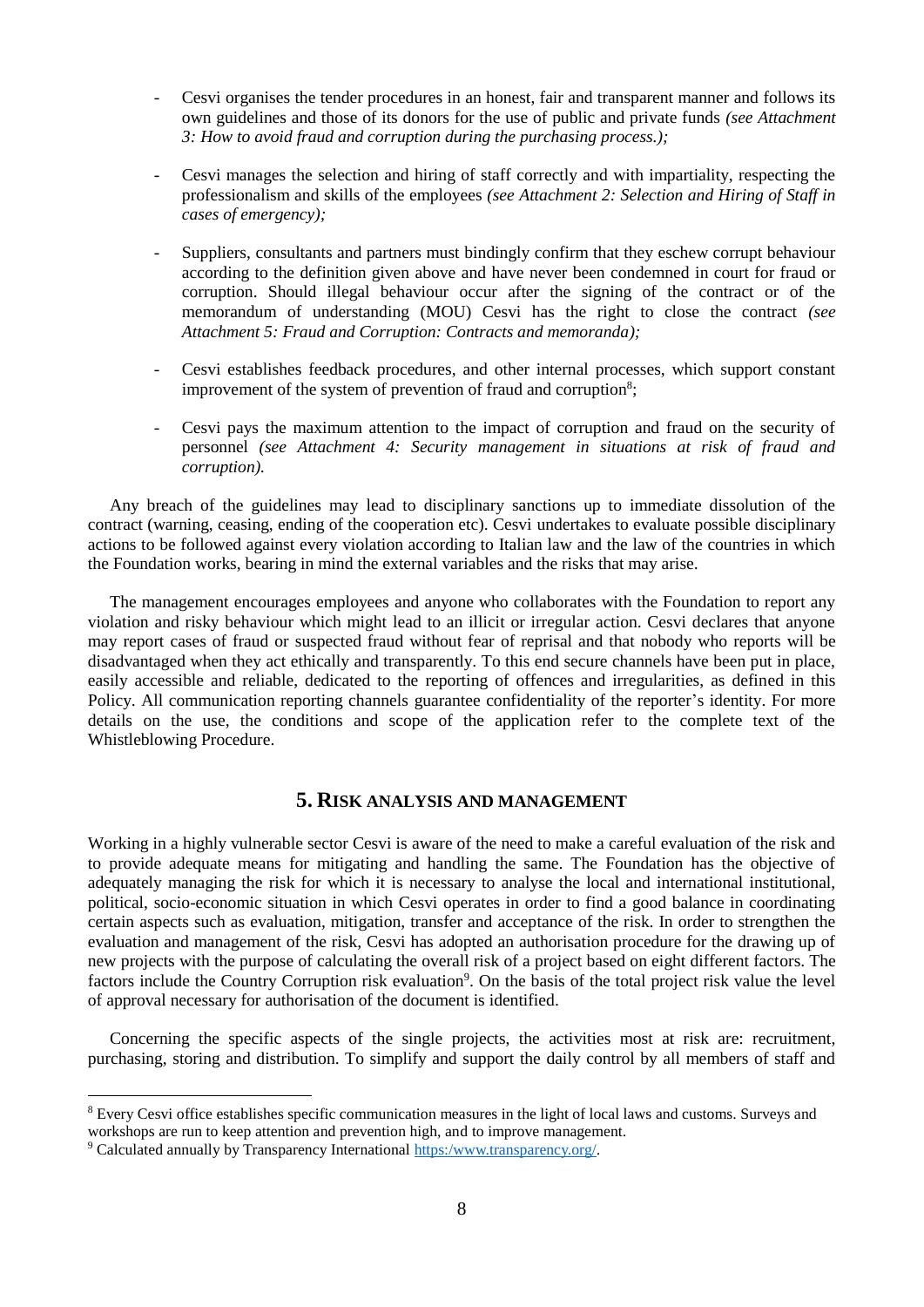- Cesvi organises the tender procedures in an honest, fair and transparent manner and follows its own guidelines and those of its donors for the use of public and private funds *(see Attachment 3: How to avoid fraud and corruption during the purchasing process.);*

- Cesvi manages the selection and hiring of staff correctly and with impartiality, respecting the professionalism and skills of the employees *(see Attachment 2: Selection and Hiring of Staff in cases of emergency);*

- Suppliers, consultants and partners must bindingly confirm that they eschew corrupt behaviour according to the definition given above and have never been condemned in court for fraud or corruption. Should illegal behaviour occur after the signing of the contract or of the memorandum of understanding (MOU) Cesvi has the right to close the contract *(see Attachment 5: Fraud and Corruption: Contracts and memoranda);*

- Cesvi establishes feedback procedures, and other internal processes, which support constant improvement of the system of prevention of fraud and corruption[8];

- Cesvi pays the maximum attention to the impact of corruption and fraud on the security of personnel *(see Attachment 4: Security management in situations at risk of fraud and corruption).*

Any breach of the guidelines may lead to disciplinary sanctions up to immediate dissolution of the contract (warning, ceasing, ending of the cooperation etc). Cesvi undertakes to evaluate possible disciplinary actions to be followed against every violation according to Italian law and the law of the countries in which the Foundation works, bearing in mind the external variables and the risks that may arise.

The management encourages employees and anyone who collaborates with the Foundation to report any violation and risky behaviour which might lead to an illicit or irregular action. Cesvi declares that anyone may report cases of fraud or suspected fraud without fear of reprisal and that nobody who reports will be disadvantaged when they act ethically and transparently. To this end secure channels have been put in place, easily accessible and reliable, dedicated to the reporting of offences and irregularities, as defined in this Policy. All communication reporting channels guarantee confidentiality of the reporter's identity. For more details on the use, the conditions and scope of the application refer to the complete text of the Whistleblowing Procedure.

## 5. Risk analysis and management

Working in a highly vulnerable sector Cesvi is aware of the need to make a careful evaluation of the risk and to provide adequate means for mitigating and handling the same. The Foundation has the objective of adequately managing the risk for which it is necessary to analyse the local and international institutional, political, socio-economic situation in which Cesvi operates in order to find a good balance in coordinating certain aspects such as evaluation, mitigation, transfer and acceptance of the risk. In order to strengthen the evaluation and management of the risk, Cesvi has adopted an authorisation procedure for the drawing up of new projects with the purpose of calculating the overall risk of a project based on eight different factors. The factors include the Country Corruption risk evaluation[9]. On the basis of the total project risk value the level of approval necessary for authorisation of the document is identified.

Concerning the specific aspects of the single projects, the activities most at risk are: recruitment, purchasing, storing and distribution. To simplify and support the daily control by all members of staff and

---

[8] Every Cesvi office establishes specific communication measures in the light of local laws and customs. Surveys and workshops are run to keep attention and prevention high, and to improve management.

[9] Calculated annually by Transparency International https:/www.transparency.org/.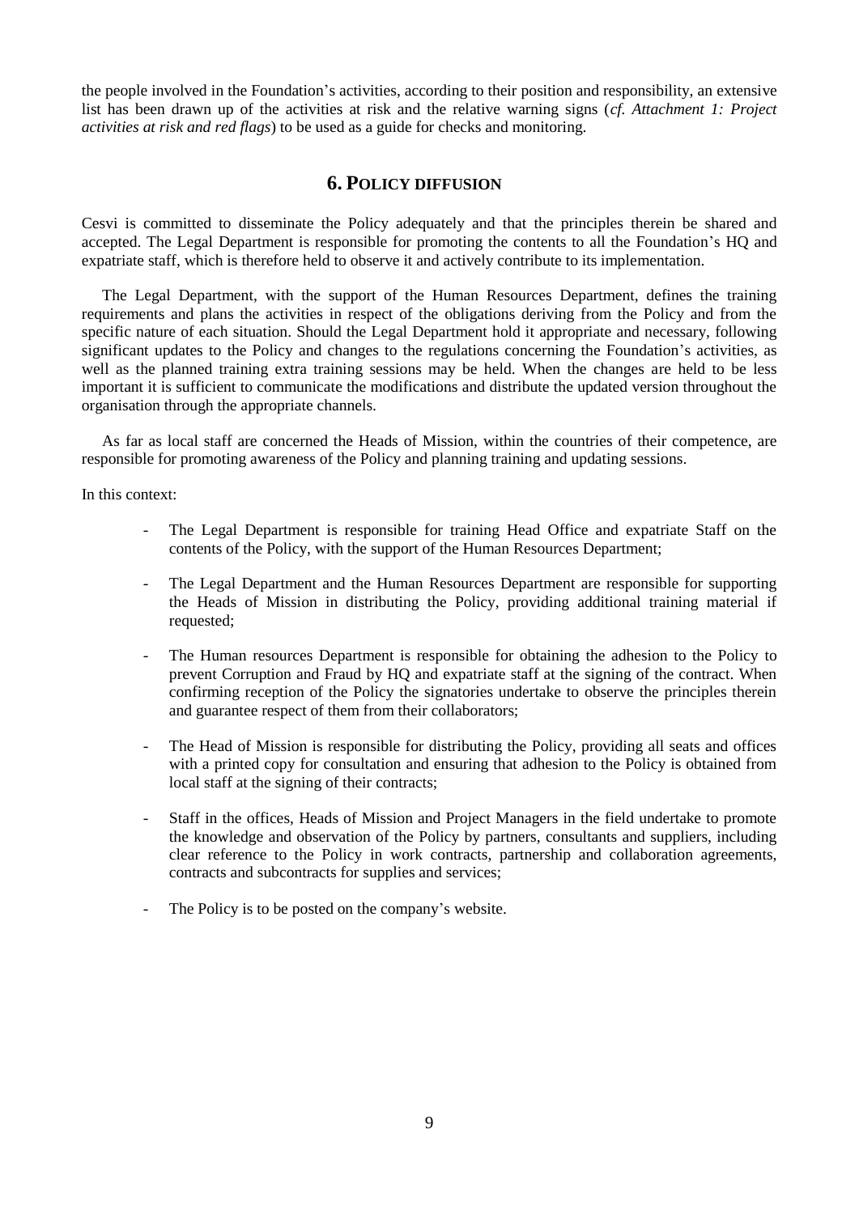the people involved in the Foundation's activities, according to their position and responsibility, an extensive list has been drawn up of the activities at risk and the relative warning signs (*cf. Attachment 1: Project activities at risk and red flags*) to be used as a guide for checks and monitoring.

## 6. Policy diffusion

Cesvi is committed to disseminate the Policy adequately and that the principles therein be shared and accepted. The Legal Department is responsible for promoting the contents to all the Foundation's HQ and expatriate staff, which is therefore held to observe it and actively contribute to its implementation.

The Legal Department, with the support of the Human Resources Department, defines the training requirements and plans the activities in respect of the obligations deriving from the Policy and from the specific nature of each situation. Should the Legal Department hold it appropriate and necessary, following significant updates to the Policy and changes to the regulations concerning the Foundation's activities, as well as the planned training extra training sessions may be held. When the changes are held to be less important it is sufficient to communicate the modifications and distribute the updated version throughout the organisation through the appropriate channels.

As far as local staff are concerned the Heads of Mission, within the countries of their competence, are responsible for promoting awareness of the Policy and planning training and updating sessions.

In this context:

- The Legal Department is responsible for training Head Office and expatriate Staff on the contents of the Policy, with the support of the Human Resources Department;
- The Legal Department and the Human Resources Department are responsible for supporting the Heads of Mission in distributing the Policy, providing additional training material if requested;
- The Human resources Department is responsible for obtaining the adhesion to the Policy to prevent Corruption and Fraud by HQ and expatriate staff at the signing of the contract. When confirming reception of the Policy the signatories undertake to observe the principles therein and guarantee respect of them from their collaborators;
- The Head of Mission is responsible for distributing the Policy, providing all seats and offices with a printed copy for consultation and ensuring that adhesion to the Policy is obtained from local staff at the signing of their contracts;
- Staff in the offices, Heads of Mission and Project Managers in the field undertake to promote the knowledge and observation of the Policy by partners, consultants and suppliers, including clear reference to the Policy in work contracts, partnership and collaboration agreements, contracts and subcontracts for supplies and services;
- The Policy is to be posted on the company's website.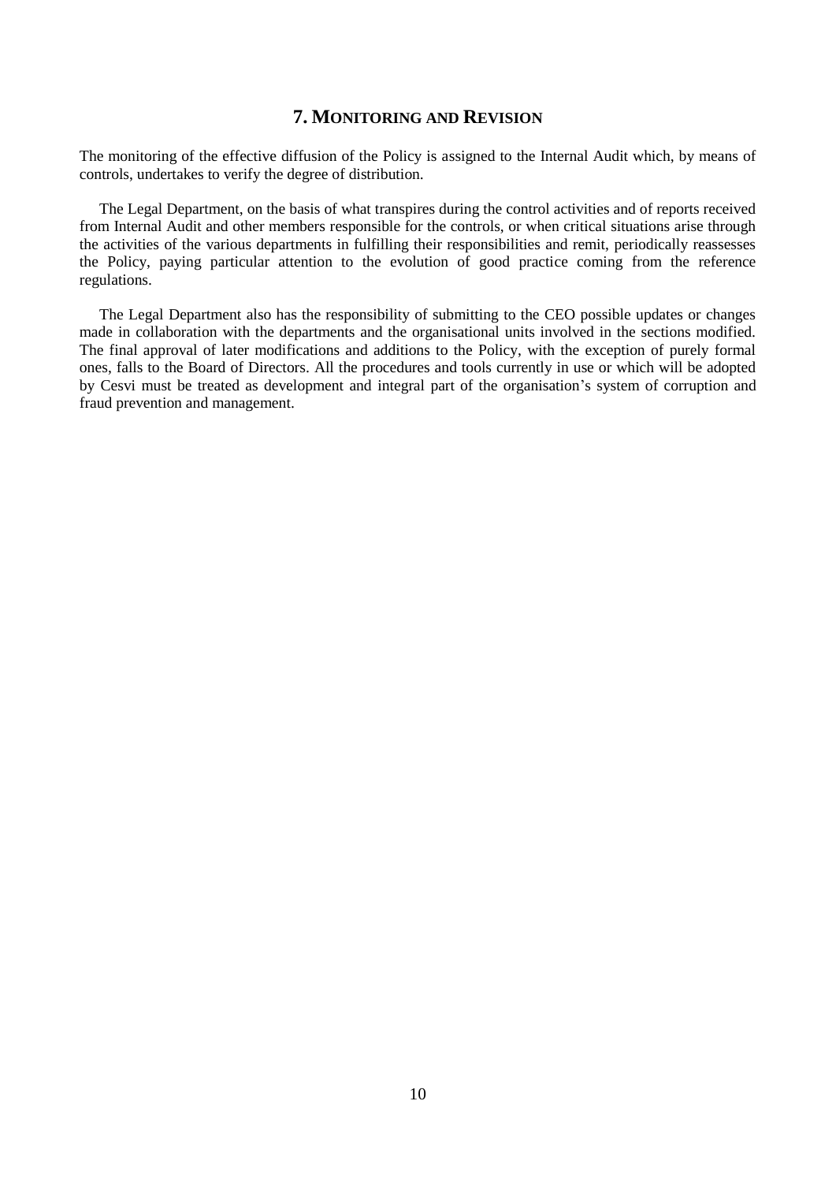## 7. Monitoring and Revision

The monitoring of the effective diffusion of the Policy is assigned to the Internal Audit which, by means of controls, undertakes to verify the degree of distribution.

The Legal Department, on the basis of what transpires during the control activities and of reports received from Internal Audit and other members responsible for the controls, or when critical situations arise through the activities of the various departments in fulfilling their responsibilities and remit, periodically reassesses the Policy, paying particular attention to the evolution of good practice coming from the reference regulations.

The Legal Department also has the responsibility of submitting to the CEO possible updates or changes made in collaboration with the departments and the organisational units involved in the sections modified. The final approval of later modifications and additions to the Policy, with the exception of purely formal ones, falls to the Board of Directors. All the procedures and tools currently in use or which will be adopted by Cesvi must be treated as development and integral part of the organisation's system of corruption and fraud prevention and management.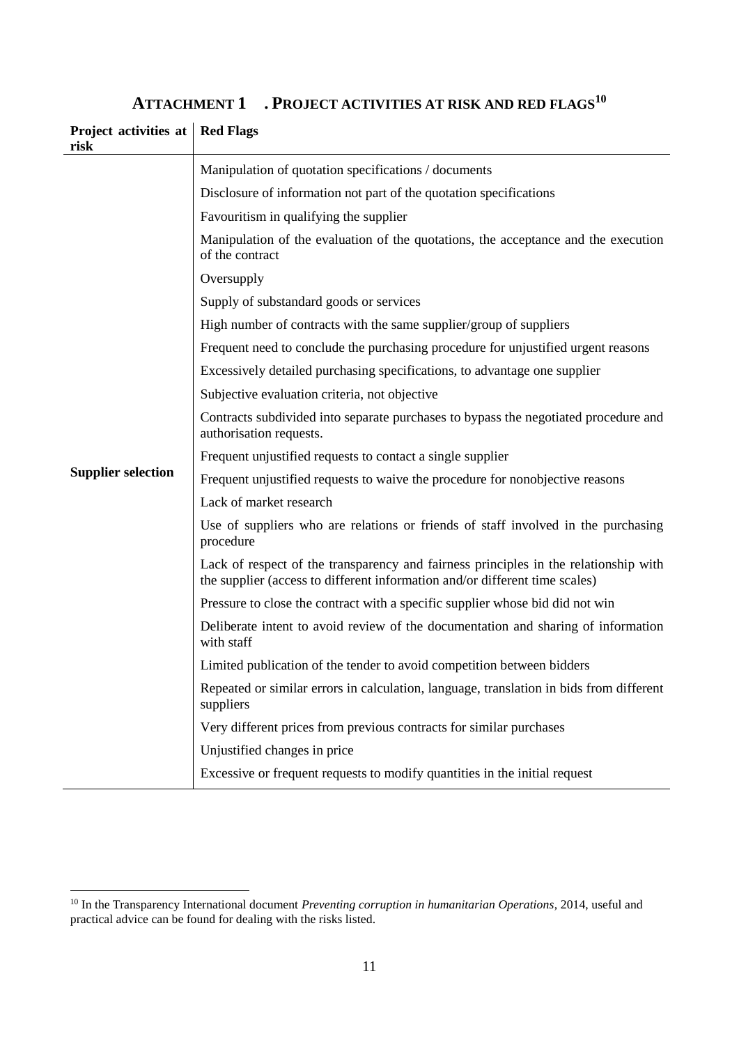# ATTACHMENT 1 . PROJECT ACTIVITIES AT RISK AND RED FLAGS[10]

| Project activities at risk | Red Flags |
|---|---|
| Supplier selection | Manipulation of quotation specifications / documents |
| | Disclosure of information not part of the quotation specifications |
| | Favouritism in qualifying the supplier |
| | Manipulation of the evaluation of the quotations, the acceptance and the execution of the contract |
| | Oversupply |
| | Supply of substandard goods or services |
| | High number of contracts with the same supplier/group of suppliers |
| | Frequent need to conclude the purchasing procedure for unjustified urgent reasons |
| | Excessively detailed purchasing specifications, to advantage one supplier |
| | Subjective evaluation criteria, not objective |
| | Contracts subdivided into separate purchases to bypass the negotiated procedure and authorisation requests. |
| | Frequent unjustified requests to contact a single supplier |
| | Frequent unjustified requests to waive the procedure for nonobjective reasons |
| | Lack of market research |
| | Use of suppliers who are relations or friends of staff involved in the purchasing procedure |
| | Lack of respect of the transparency and fairness principles in the relationship with the supplier (access to different information and/or different time scales) |
| | Pressure to close the contract with a specific supplier whose bid did not win |
| | Deliberate intent to avoid review of the documentation and sharing of information with staff |
| | Limited publication of the tender to avoid competition between bidders |
| | Repeated or similar errors in calculation, language, translation in bids from different suppliers |
| | Very different prices from previous contracts for similar purchases |
| | Unjustified changes in price |
| | Excessive or frequent requests to modify quantities in the initial request |

[10] In the Transparency International document *Preventing corruption in humanitarian Operations*, 2014, useful and practical advice can be found for dealing with the risks listed.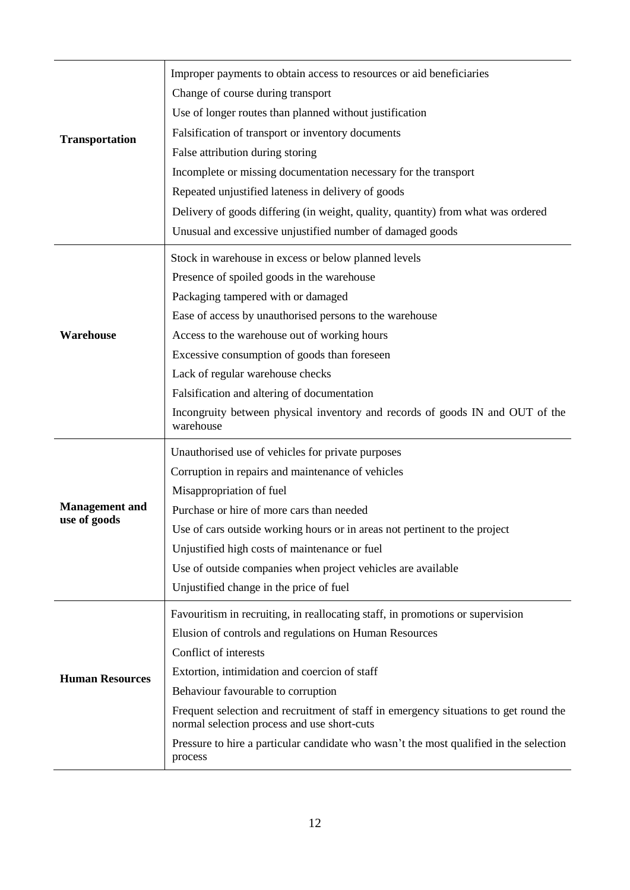| | |
|---|---|
| **Transportation** | Improper payments to obtain access to resources or aid beneficiaries |
| | Change of course during transport |
| | Use of longer routes than planned without justification |
| | Falsification of transport or inventory documents |
| | False attribution during storing |
| | Incomplete or missing documentation necessary for the transport |
| | Repeated unjustified lateness in delivery of goods |
| | Delivery of goods differing (in weight, quality, quantity) from what was ordered |
| | Unusual and excessive unjustified number of damaged goods |
| **Warehouse** | Stock in warehouse in excess or below planned levels |
| | Presence of spoiled goods in the warehouse |
| | Packaging tampered with or damaged |
| | Ease of access by unauthorised persons to the warehouse |
| | Access to the warehouse out of working hours |
| | Excessive consumption of goods than foreseen |
| | Lack of regular warehouse checks |
| | Falsification and altering of documentation |
| | Incongruity between physical inventory and records of goods IN and OUT of the warehouse |
| **Management and use of goods** | Unauthorised use of vehicles for private purposes |
| | Corruption in repairs and maintenance of vehicles |
| | Misappropriation of fuel |
| | Purchase or hire of more cars than needed |
| | Use of cars outside working hours or in areas not pertinent to the project |
| | Unjustified high costs of maintenance or fuel |
| | Use of outside companies when project vehicles are available |
| | Unjustified change in the price of fuel |
| **Human Resources** | Favouritism in recruiting, in reallocating staff, in promotions or supervision |
| | Elusion of controls and regulations on Human Resources |
| | Conflict of interests |
| | Extortion, intimidation and coercion of staff |
| | Behaviour favourable to corruption |
| | Frequent selection and recruitment of staff in emergency situations to get round the normal selection process and use short-cuts |
| | Pressure to hire a particular candidate who wasn't the most qualified in the selection process |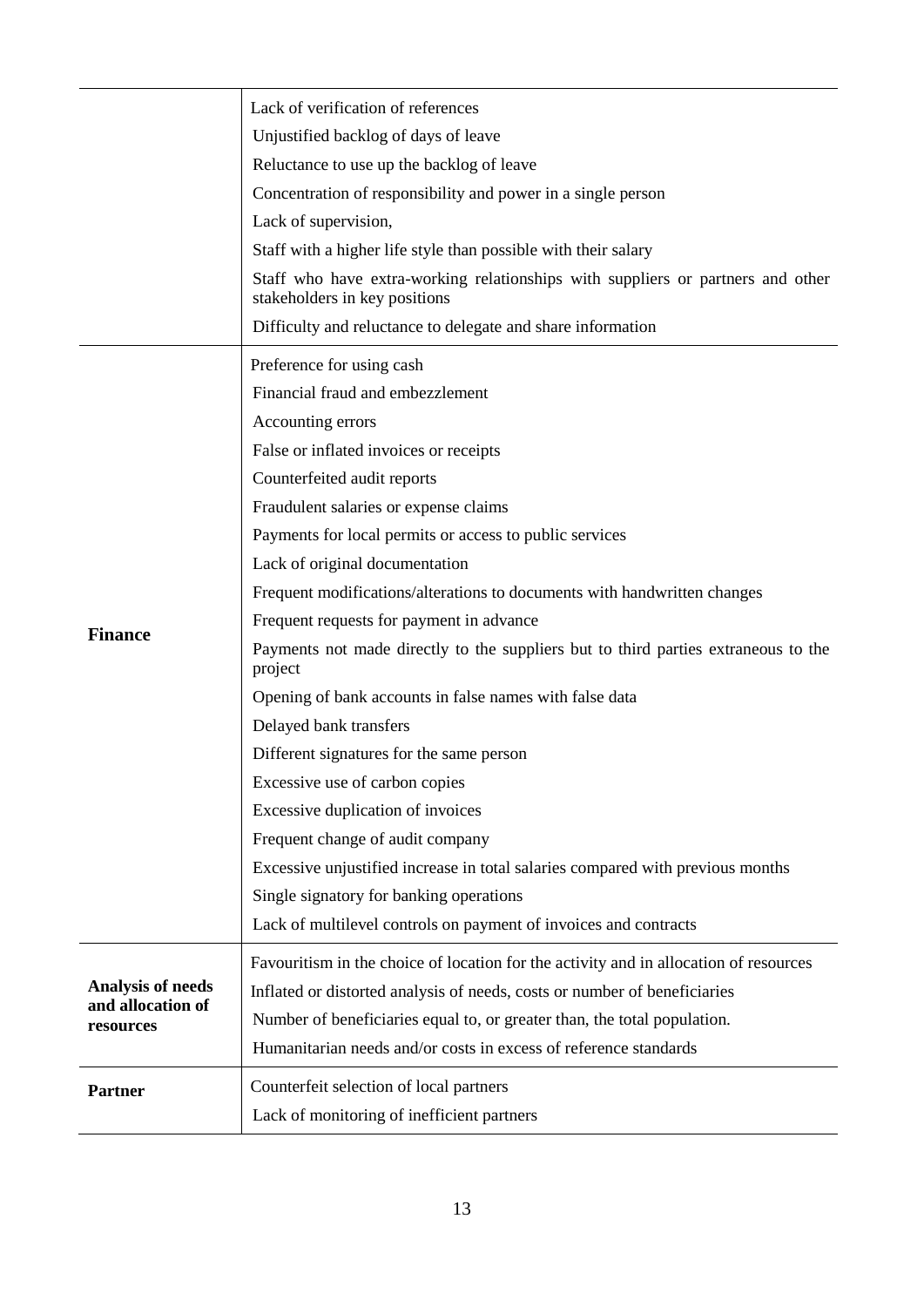| | |
|---|---|
| | Lack of verification of references |
| | Unjustified backlog of days of leave |
| | Reluctance to use up the backlog of leave |
| | Concentration of responsibility and power in a single person |
| | Lack of supervision, |
| | Staff with a higher life style than possible with their salary |
| | Staff who have extra-working relationships with suppliers or partners and other stakeholders in key positions |
| | Difficulty and reluctance to delegate and share information |
| **Finance** | Preference for using cash |
| | Financial fraud and embezzlement |
| | Accounting errors |
| | False or inflated invoices or receipts |
| | Counterfeited audit reports |
| | Fraudulent salaries or expense claims |
| | Payments for local permits or access to public services |
| | Lack of original documentation |
| | Frequent modifications/alterations to documents with handwritten changes |
| | Frequent requests for payment in advance |
| | Payments not made directly to the suppliers but to third parties extraneous to the project |
| | Opening of bank accounts in false names with false data |
| | Delayed bank transfers |
| | Different signatures for the same person |
| | Excessive use of carbon copies |
| | Excessive duplication of invoices |
| | Frequent change of audit company |
| | Excessive unjustified increase in total salaries compared with previous months |
| | Single signatory for banking operations |
| | Lack of multilevel controls on payment of invoices and contracts |
| **Analysis of needs and allocation of resources** | Favouritism in the choice of location for the activity and in allocation of resources |
| | Inflated or distorted analysis of needs, costs or number of beneficiaries |
| | Number of beneficiaries equal to, or greater than, the total population. |
| | Humanitarian needs and/or costs in excess of reference standards |
| **Partner** | Counterfeit selection of local partners |
| | Lack of monitoring of inefficient partners |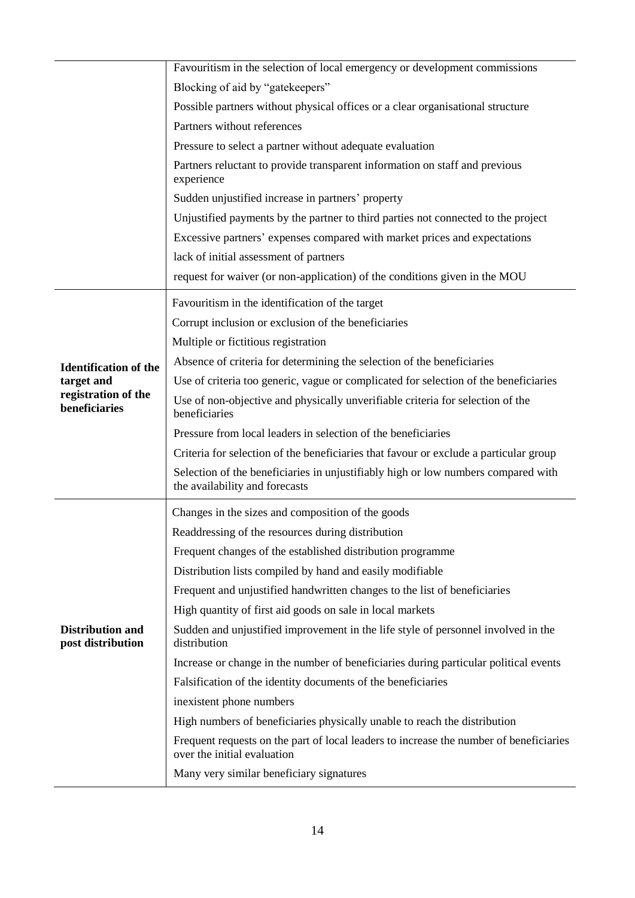| | |
|---|---|
| | Favouritism in the selection of local emergency or development commissions |
| | Blocking of aid by "gatekeepers" |
| | Possible partners without physical offices or a clear organisational structure |
| | Partners without references |
| | Pressure to select a partner without adequate evaluation |
| | Partners reluctant to provide transparent information on staff and previous experience |
| | Sudden unjustified increase in partners' property |
| | Unjustified payments by the partner to third parties not connected to the project |
| | Excessive partners' expenses compared with market prices and expectations |
| | lack of initial assessment of partners |
| | request for waiver (or non-application) of the conditions given in the MOU |
| **Identification of the target and registration of the beneficiaries** | Favouritism in the identification of the target |
| | Corrupt inclusion or exclusion of the beneficiaries |
| | Multiple or fictitious registration |
| | Absence of criteria for determining the selection of the beneficiaries |
| | Use of criteria too generic, vague or complicated for selection of the beneficiaries |
| | Use of non-objective and physically unverifiable criteria for selection of the beneficiaries |
| | Pressure from local leaders in selection of the beneficiaries |
| | Criteria for selection of the beneficiaries that favour or exclude a particular group |
| | Selection of the beneficiaries in unjustifiably high or low numbers compared with the availability and forecasts |
| **Distribution and post distribution** | Changes in the sizes and composition of the goods |
| | Readdressing of the resources during distribution |
| | Frequent changes of the established distribution programme |
| | Distribution lists compiled by hand and easily modifiable |
| | Frequent and unjustified handwritten changes to the list of beneficiaries |
| | High quantity of first aid goods on sale in local markets |
| | Sudden and unjustified improvement in the life style of personnel involved in the distribution |
| | Increase or change in the number of beneficiaries during particular political events |
| | Falsification of the identity documents of the beneficiaries |
| | inexistent phone numbers |
| | High numbers of beneficiaries physically unable to reach the distribution |
| | Frequent requests on the part of local leaders to increase the number of beneficiaries over the initial evaluation |
| | Many very similar beneficiary signatures |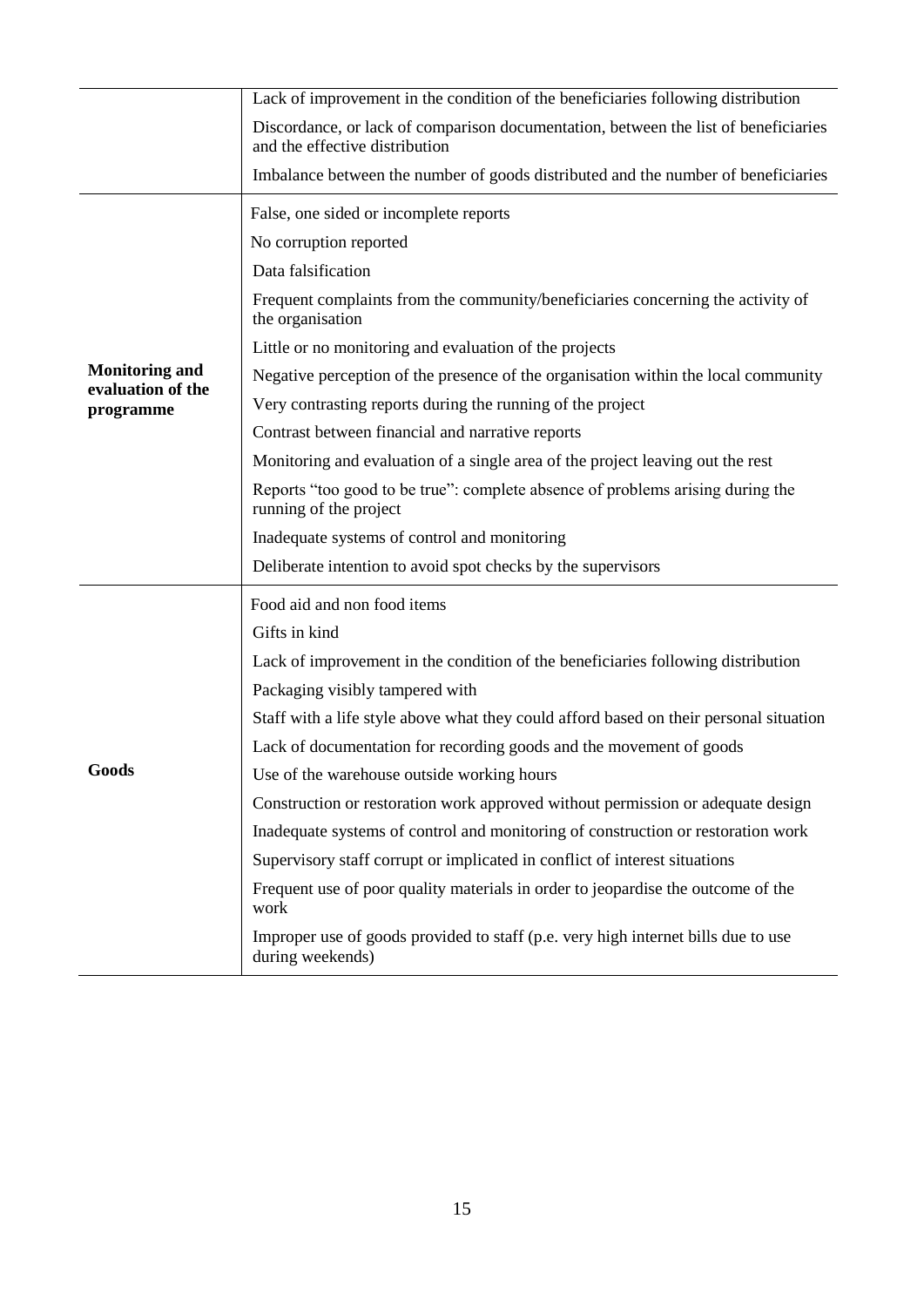| | |
|---|---|
| | Lack of improvement in the condition of the beneficiaries following distribution |
| | Discordance, or lack of comparison documentation, between the list of beneficiaries and the effective distribution |
| | Imbalance between the number of goods distributed and the number of beneficiaries |
| **Monitoring and evaluation of the programme** | False, one sided or incomplete reports |
| | No corruption reported |
| | Data falsification |
| | Frequent complaints from the community/beneficiaries concerning the activity of the organisation |
| | Little or no monitoring and evaluation of the projects |
| | Negative perception of the presence of the organisation within the local community |
| | Very contrasting reports during the running of the project |
| | Contrast between financial and narrative reports |
| | Monitoring and evaluation of a single area of the project leaving out the rest |
| | Reports "too good to be true": complete absence of problems arising during the running of the project |
| | Inadequate systems of control and monitoring |
| | Deliberate intention to avoid spot checks by the supervisors |
| **Goods** | Food aid and non food items |
| | Gifts in kind |
| | Lack of improvement in the condition of the beneficiaries following distribution |
| | Packaging visibly tampered with |
| | Staff with a life style above what they could afford based on their personal situation |
| | Lack of documentation for recording goods and the movement of goods |
| | Use of the warehouse outside working hours |
| | Construction or restoration work approved without permission or adequate design |
| | Inadequate systems of control and monitoring of construction or restoration work |
| | Supervisory staff corrupt or implicated in conflict of interest situations |
| | Frequent use of poor quality materials in order to jeopardise the outcome of the work |
| | Improper use of goods provided to staff (p.e. very high internet bills due to use during weekends) |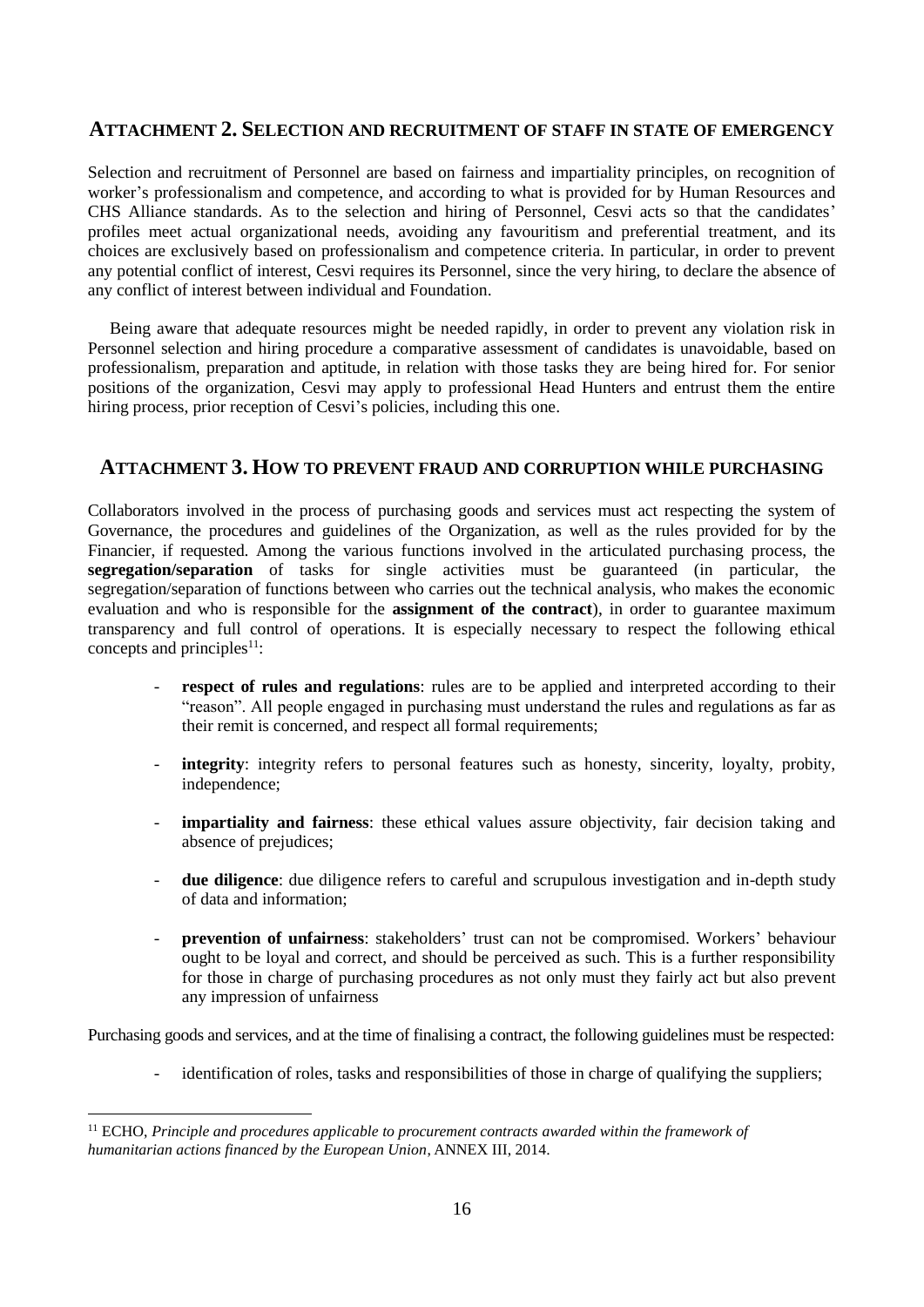## ATTACHMENT 2. SELECTION AND RECRUITMENT OF STAFF IN STATE OF EMERGENCY

Selection and recruitment of Personnel are based on fairness and impartiality principles, on recognition of worker's professionalism and competence, and according to what is provided for by Human Resources and CHS Alliance standards. As to the selection and hiring of Personnel, Cesvi acts so that the candidates' profiles meet actual organizational needs, avoiding any favouritism and preferential treatment, and its choices are exclusively based on professionalism and competence criteria. In particular, in order to prevent any potential conflict of interest, Cesvi requires its Personnel, since the very hiring, to declare the absence of any conflict of interest between individual and Foundation.

Being aware that adequate resources might be needed rapidly, in order to prevent any violation risk in Personnel selection and hiring procedure a comparative assessment of candidates is unavoidable, based on professionalism, preparation and aptitude, in relation with those tasks they are being hired for. For senior positions of the organization, Cesvi may apply to professional Head Hunters and entrust them the entire hiring process, prior reception of Cesvi's policies, including this one.

## ATTACHMENT 3. HOW TO PREVENT FRAUD AND CORRUPTION WHILE PURCHASING

Collaborators involved in the process of purchasing goods and services must act respecting the system of Governance, the procedures and guidelines of the Organization, as well as the rules provided for by the Financier, if requested. Among the various functions involved in the articulated purchasing process, the **segregation/separation** of tasks for single activities must be guaranteed (in particular, the segregation/separation of functions between who carries out the technical analysis, who makes the economic evaluation and who is responsible for the **assignment of the contract**), in order to guarantee maximum transparency and full control of operations. It is especially necessary to respect the following ethical concepts and principles[11]:

- **respect of rules and regulations**: rules are to be applied and interpreted according to their "reason". All people engaged in purchasing must understand the rules and regulations as far as their remit is concerned, and respect all formal requirements;
- **integrity**: integrity refers to personal features such as honesty, sincerity, loyalty, probity, independence;
- **impartiality and fairness**: these ethical values assure objectivity, fair decision taking and absence of prejudices;
- **due diligence**: due diligence refers to careful and scrupulous investigation and in-depth study of data and information;
- **prevention of unfairness**: stakeholders' trust can not be compromised. Workers' behaviour ought to be loyal and correct, and should be perceived as such. This is a further responsibility for those in charge of purchasing procedures as not only must they fairly act but also prevent any impression of unfairness

Purchasing goods and services, and at the time of finalising a contract, the following guidelines must be respected:

- identification of roles, tasks and responsibilities of those in charge of qualifying the suppliers;

[11] ECHO, *Principle and procedures applicable to procurement contracts awarded within the framework of humanitarian actions financed by the European Union*, ANNEX III, 2014.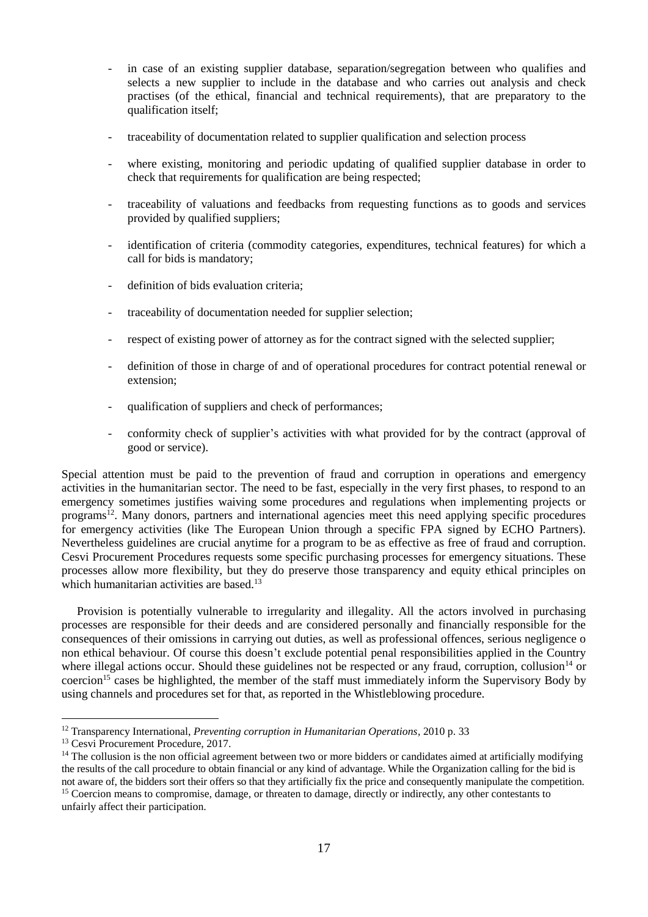- in case of an existing supplier database, separation/segregation between who qualifies and selects a new supplier to include in the database and who carries out analysis and check practises (of the ethical, financial and technical requirements), that are preparatory to the qualification itself;
- traceability of documentation related to supplier qualification and selection process
- where existing, monitoring and periodic updating of qualified supplier database in order to check that requirements for qualification are being respected;
- traceability of valuations and feedbacks from requesting functions as to goods and services provided by qualified suppliers;
- identification of criteria (commodity categories, expenditures, technical features) for which a call for bids is mandatory;
- definition of bids evaluation criteria;
- traceability of documentation needed for supplier selection;
- respect of existing power of attorney as for the contract signed with the selected supplier;
- definition of those in charge of and of operational procedures for contract potential renewal or extension;
- qualification of suppliers and check of performances;
- conformity check of supplier's activities with what provided for by the contract (approval of good or service).

Special attention must be paid to the prevention of fraud and corruption in operations and emergency activities in the humanitarian sector. The need to be fast, especially in the very first phases, to respond to an emergency sometimes justifies waiving some procedures and regulations when implementing projects or programs[12]. Many donors, partners and international agencies meet this need applying specific procedures for emergency activities (like The European Union through a specific FPA signed by ECHO Partners). Nevertheless guidelines are crucial anytime for a program to be as effective as free of fraud and corruption. Cesvi Procurement Procedures requests some specific purchasing processes for emergency situations. These processes allow more flexibility, but they do preserve those transparency and equity ethical principles on which humanitarian activities are based.[13]

Provision is potentially vulnerable to irregularity and illegality. All the actors involved in purchasing processes are responsible for their deeds and are considered personally and financially responsible for the consequences of their omissions in carrying out duties, as well as professional offences, serious negligence o non ethical behaviour. Of course this doesn't exclude potential penal responsibilities applied in the Country where illegal actions occur. Should these guidelines not be respected or any fraud, corruption, collusion[14] or coercion[15] cases be highlighted, the member of the staff must immediately inform the Supervisory Body by using channels and procedures set for that, as reported in the Whistleblowing procedure.

---

[12] Transparency International, *Preventing corruption in Humanitarian Operations*, 2010 p. 33

[13] Cesvi Procurement Procedure, 2017.

[14] The collusion is the non official agreement between two or more bidders or candidates aimed at artificially modifying the results of the call procedure to obtain financial or any kind of advantage. While the Organization calling for the bid is not aware of, the bidders sort their offers so that they artificially fix the price and consequently manipulate the competition.

[15] Coercion means to compromise, damage, or threaten to damage, directly or indirectly, any other contestants to unfairly affect their participation.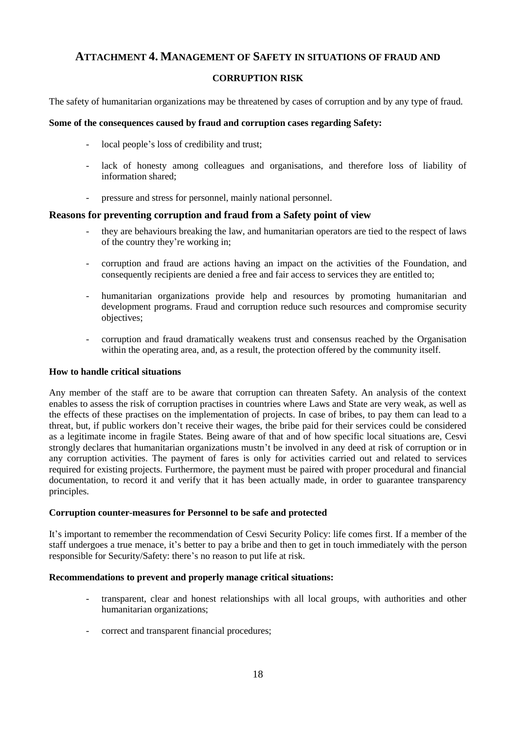## Attachment 4. Management of Safety in situations of fraud and corruption risk

The safety of humanitarian organizations may be threatened by cases of corruption and by any type of fraud.

**Some of the consequences caused by fraud and corruption cases regarding Safety:**

- local people's loss of credibility and trust;
- lack of honesty among colleagues and organisations, and therefore loss of liability of information shared;
- pressure and stress for personnel, mainly national personnel.

### Reasons for preventing corruption and fraud from a Safety point of view

- they are behaviours breaking the law, and humanitarian operators are tied to the respect of laws of the country they're working in;
- corruption and fraud are actions having an impact on the activities of the Foundation, and consequently recipients are denied a free and fair access to services they are entitled to;
- humanitarian organizations provide help and resources by promoting humanitarian and development programs. Fraud and corruption reduce such resources and compromise security objectives;
- corruption and fraud dramatically weakens trust and consensus reached by the Organisation within the operating area, and, as a result, the protection offered by the community itself.

**How to handle critical situations**

Any member of the staff are to be aware that corruption can threaten Safety. An analysis of the context enables to assess the risk of corruption practises in countries where Laws and State are very weak, as well as the effects of these practises on the implementation of projects. In case of bribes, to pay them can lead to a threat, but, if public workers don't receive their wages, the bribe paid for their services could be considered as a legitimate income in fragile States. Being aware of that and of how specific local situations are, Cesvi strongly declares that humanitarian organizations mustn't be involved in any deed at risk of corruption or in any corruption activities. The payment of fares is only for activities carried out and related to services required for existing projects. Furthermore, the payment must be paired with proper procedural and financial documentation, to record it and verify that it has been actually made, in order to guarantee transparency principles.

**Corruption counter-measures for Personnel to be safe and protected**

It's important to remember the recommendation of Cesvi Security Policy: life comes first. If a member of the staff undergoes a true menace, it's better to pay a bribe and then to get in touch immediately with the person responsible for Security/Safety: there's no reason to put life at risk.

**Recommendations to prevent and properly manage critical situations:**

- transparent, clear and honest relationships with all local groups, with authorities and other humanitarian organizations;
- correct and transparent financial procedures;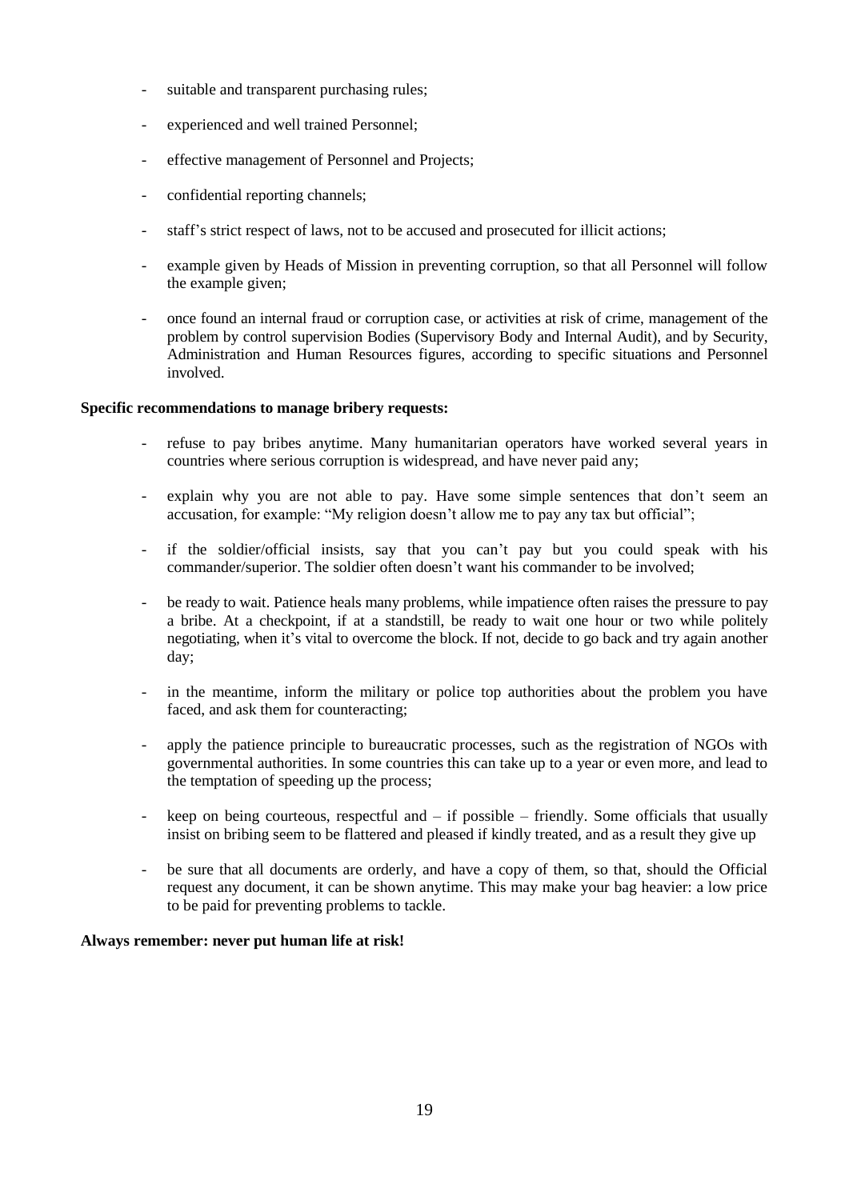- suitable and transparent purchasing rules;
- experienced and well trained Personnel;
- effective management of Personnel and Projects;
- confidential reporting channels;
- staff's strict respect of laws, not to be accused and prosecuted for illicit actions;
- example given by Heads of Mission in preventing corruption, so that all Personnel will follow the example given;
- once found an internal fraud or corruption case, or activities at risk of crime, management of the problem by control supervision Bodies (Supervisory Body and Internal Audit), and by Security, Administration and Human Resources figures, according to specific situations and Personnel involved.

**Specific recommendations to manage bribery requests:**

- refuse to pay bribes anytime. Many humanitarian operators have worked several years in countries where serious corruption is widespread, and have never paid any;
- explain why you are not able to pay. Have some simple sentences that don't seem an accusation, for example: "My religion doesn't allow me to pay any tax but official";
- if the soldier/official insists, say that you can't pay but you could speak with his commander/superior. The soldier often doesn't want his commander to be involved;
- be ready to wait. Patience heals many problems, while impatience often raises the pressure to pay a bribe. At a checkpoint, if at a standstill, be ready to wait one hour or two while politely negotiating, when it's vital to overcome the block. If not, decide to go back and try again another day;
- in the meantime, inform the military or police top authorities about the problem you have faced, and ask them for counteracting;
- apply the patience principle to bureaucratic processes, such as the registration of NGOs with governmental authorities. In some countries this can take up to a year or even more, and lead to the temptation of speeding up the process;
- keep on being courteous, respectful and – if possible – friendly. Some officials that usually insist on bribing seem to be flattered and pleased if kindly treated, and as a result they give up
- be sure that all documents are orderly, and have a copy of them, so that, should the Official request any document, it can be shown anytime. This may make your bag heavier: a low price to be paid for preventing problems to tackle.

**Always remember: never put human life at risk!**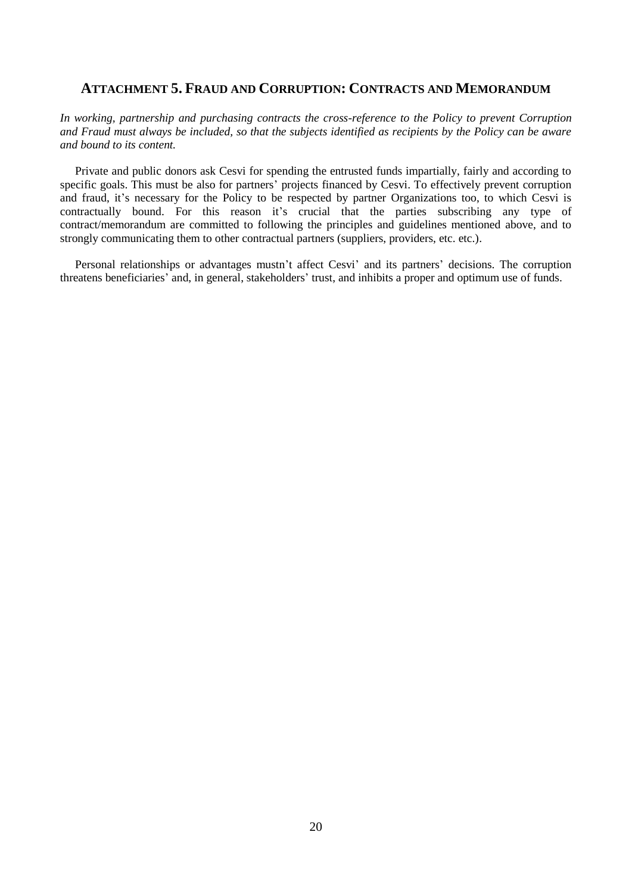## ATTACHMENT 5. FRAUD AND CORRUPTION: CONTRACTS AND MEMORANDUM

*In working, partnership and purchasing contracts the cross-reference to the Policy to prevent Corruption and Fraud must always be included, so that the subjects identified as recipients by the Policy can be aware and bound to its content.*

Private and public donors ask Cesvi for spending the entrusted funds impartially, fairly and according to specific goals. This must be also for partners' projects financed by Cesvi. To effectively prevent corruption and fraud, it's necessary for the Policy to be respected by partner Organizations too, to which Cesvi is contractually bound. For this reason it's crucial that the parties subscribing any type of contract/memorandum are committed to following the principles and guidelines mentioned above, and to strongly communicating them to other contractual partners (suppliers, providers, etc. etc.).

Personal relationships or advantages mustn't affect Cesvi' and its partners' decisions. The corruption threatens beneficiaries' and, in general, stakeholders' trust, and inhibits a proper and optimum use of funds.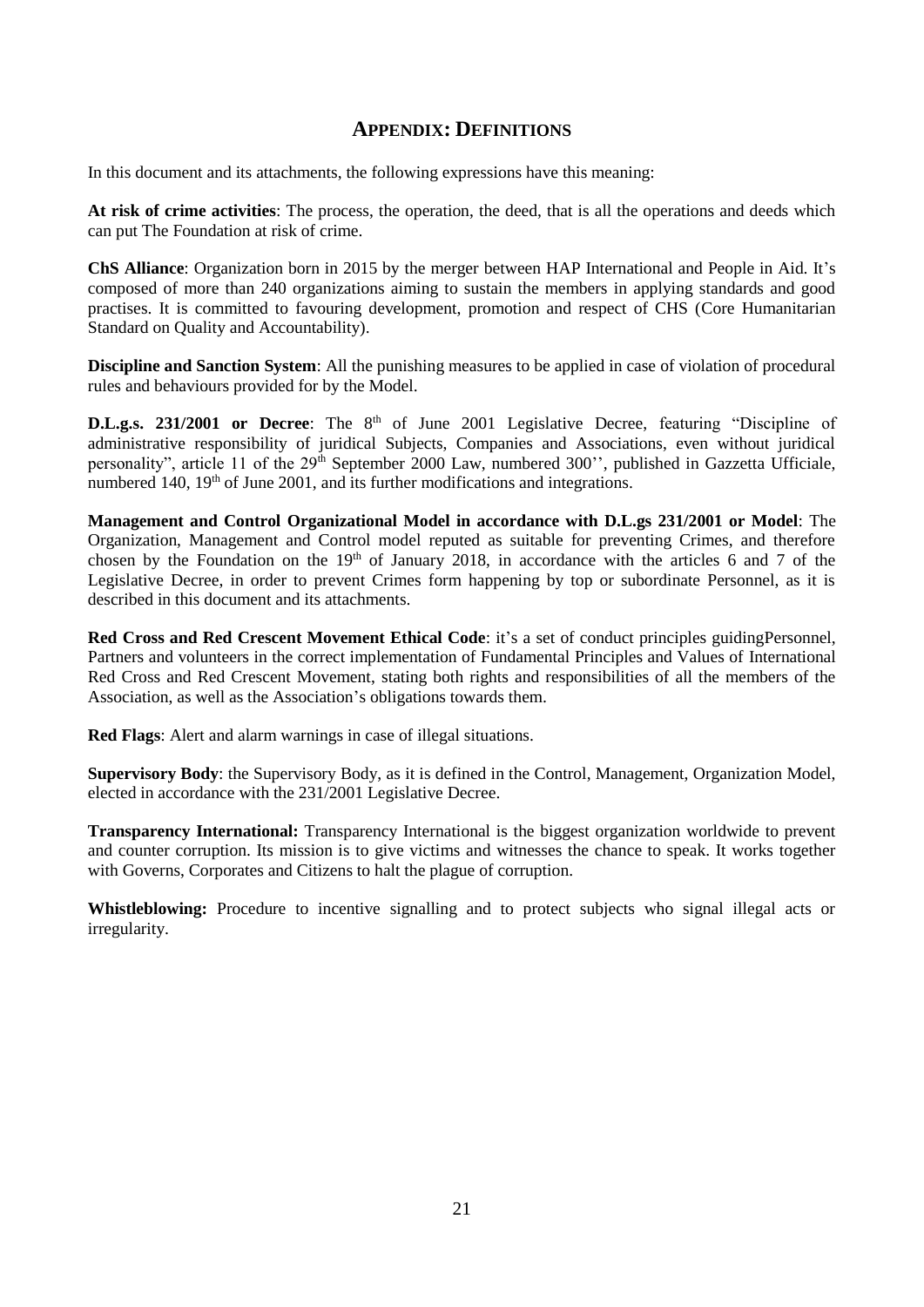## APPENDIX: DEFINITIONS

In this document and its attachments, the following expressions have this meaning:

**At risk of crime activities**: The process, the operation, the deed, that is all the operations and deeds which can put The Foundation at risk of crime.

**ChS Alliance**: Organization born in 2015 by the merger between HAP International and People in Aid. It's composed of more than 240 organizations aiming to sustain the members in applying standards and good practises. It is committed to favouring development, promotion and respect of CHS (Core Humanitarian Standard on Quality and Accountability).

**Discipline and Sanction System**: All the punishing measures to be applied in case of violation of procedural rules and behaviours provided for by the Model.

**D.L.g.s. 231/2001 or Decree**: The 8th of June 2001 Legislative Decree, featuring "Discipline of administrative responsibility of juridical Subjects, Companies and Associations, even without juridical personality", article 11 of the 29th September 2000 Law, numbered 300'', published in Gazzetta Ufficiale, numbered 140, 19th of June 2001, and its further modifications and integrations.

**Management and Control Organizational Model in accordance with D.L.gs 231/2001 or Model**: The Organization, Management and Control model reputed as suitable for preventing Crimes, and therefore chosen by the Foundation on the 19th of January 2018, in accordance with the articles 6 and 7 of the Legislative Decree, in order to prevent Crimes form happening by top or subordinate Personnel, as it is described in this document and its attachments.

**Red Cross and Red Crescent Movement Ethical Code**: it's a set of conduct principles guidingPersonnel, Partners and volunteers in the correct implementation of Fundamental Principles and Values of International Red Cross and Red Crescent Movement, stating both rights and responsibilities of all the members of the Association, as well as the Association's obligations towards them.

**Red Flags**: Alert and alarm warnings in case of illegal situations.

**Supervisory Body**: the Supervisory Body, as it is defined in the Control, Management, Organization Model, elected in accordance with the 231/2001 Legislative Decree.

**Transparency International:** Transparency International is the biggest organization worldwide to prevent and counter corruption. Its mission is to give victims and witnesses the chance to speak. It works together with Governs, Corporates and Citizens to halt the plague of corruption.

**Whistleblowing:** Procedure to incentive signalling and to protect subjects who signal illegal acts or irregularity.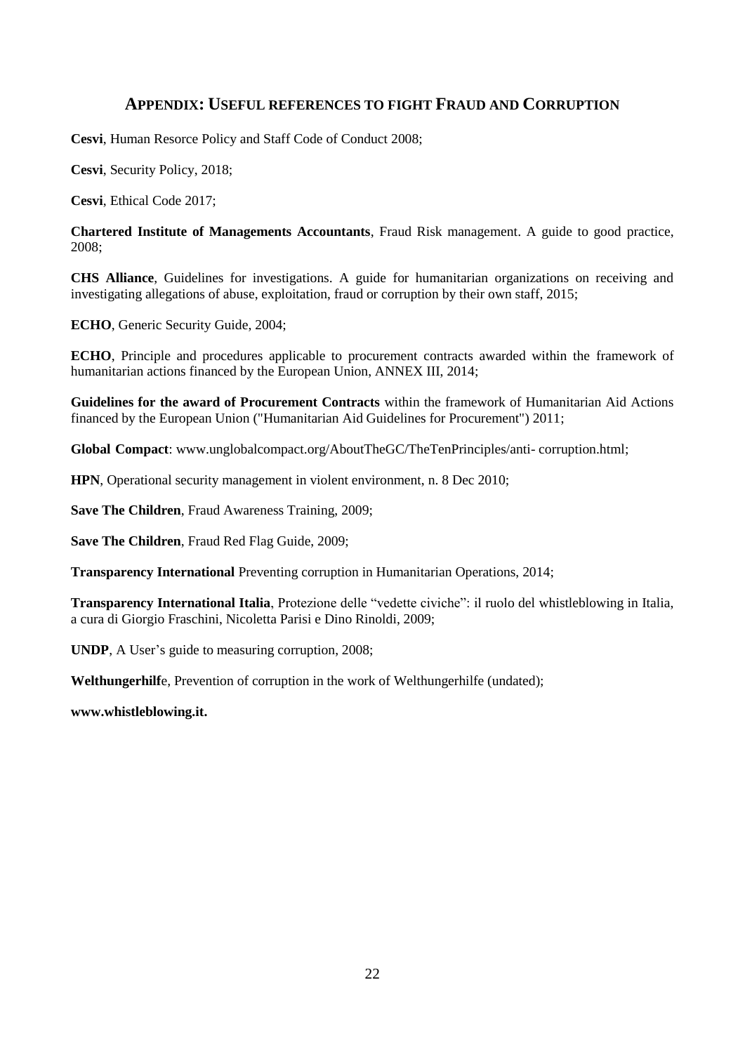## APPENDIX: USEFUL REFERENCES TO FIGHT FRAUD AND CORRUPTION

**Cesvi**, Human Resorce Policy and Staff Code of Conduct 2008;

**Cesvi**, Security Policy, 2018;

**Cesvi**, Ethical Code 2017;

**Chartered Institute of Managements Accountants**, Fraud Risk management. A guide to good practice, 2008;

**CHS Alliance**, Guidelines for investigations. A guide for humanitarian organizations on receiving and investigating allegations of abuse, exploitation, fraud or corruption by their own staff, 2015;

**ECHO**, Generic Security Guide, 2004;

**ECHO**, Principle and procedures applicable to procurement contracts awarded within the framework of humanitarian actions financed by the European Union, ANNEX III, 2014;

**Guidelines for the award of Procurement Contracts** within the framework of Humanitarian Aid Actions financed by the European Union ("Humanitarian Aid Guidelines for Procurement") 2011;

**Global Compact**: www.unglobalcompact.org/AboutTheGC/TheTenPrinciples/anti- corruption.html;

**HPN**, Operational security management in violent environment, n. 8 Dec 2010;

**Save The Children**, Fraud Awareness Training, 2009;

**Save The Children**, Fraud Red Flag Guide, 2009;

**Transparency International** Preventing corruption in Humanitarian Operations, 2014;

**Transparency International Italia**, Protezione delle "vedette civiche": il ruolo del whistleblowing in Italia, a cura di Giorgio Fraschini, Nicoletta Parisi e Dino Rinoldi, 2009;

**UNDP**, A User's guide to measuring corruption, 2008;

**Welthungerhilf**e, Prevention of corruption in the work of Welthungerhilfe (undated);

**www.whistleblowing.it.**